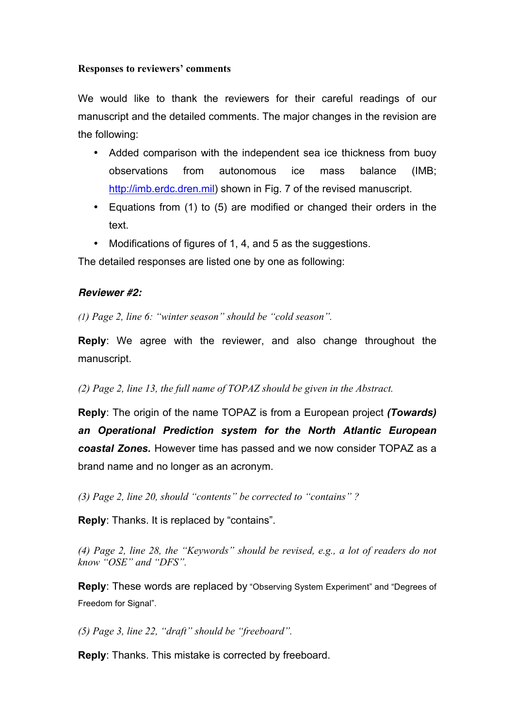**Responses to reviewers' comments**

We would like to thank the reviewers for their careful readings of our manuscript and the detailed comments. The major changes in the revision are the following:

- Added comparison with the independent sea ice thickness from buoy observations from autonomous ice mass balance (IMB; http://imb.erdc.dren.mil) shown in Fig. 7 of the revised manuscript.
- Equations from (1) to (5) are modified or changed their orders in the text.
- Modifications of figures of 1, 4, and 5 as the suggestions.

The detailed responses are listed one by one as following:

***Reviewer #2:***

*(1) Page 2, line 6: "winter season" should be "cold season".*

**Reply**: We agree with the reviewer, and also change throughout the manuscript.

*(2) Page 2, line 13, the full name of TOPAZ should be given in the Abstract.*

**Reply**: The origin of the name TOPAZ is from a European project ***(Towards) an Operational Prediction system for the North Atlantic European coastal Zones.*** However time has passed and we now consider TOPAZ as a brand name and no longer as an acronym.

*(3) Page 2, line 20, should "contents" be corrected to "contains" ?*

**Reply**: Thanks. It is replaced by "contains".

*(4) Page 2, line 28, the "Keywords" should be revised, e.g., a lot of readers do not know "OSE" and "DFS".*

**Reply**: These words are replaced by "Observing System Experiment" and "Degrees of Freedom for Signal".

*(5) Page 3, line 22, "draft" should be "freeboard".*

**Reply**: Thanks. This mistake is corrected by freeboard.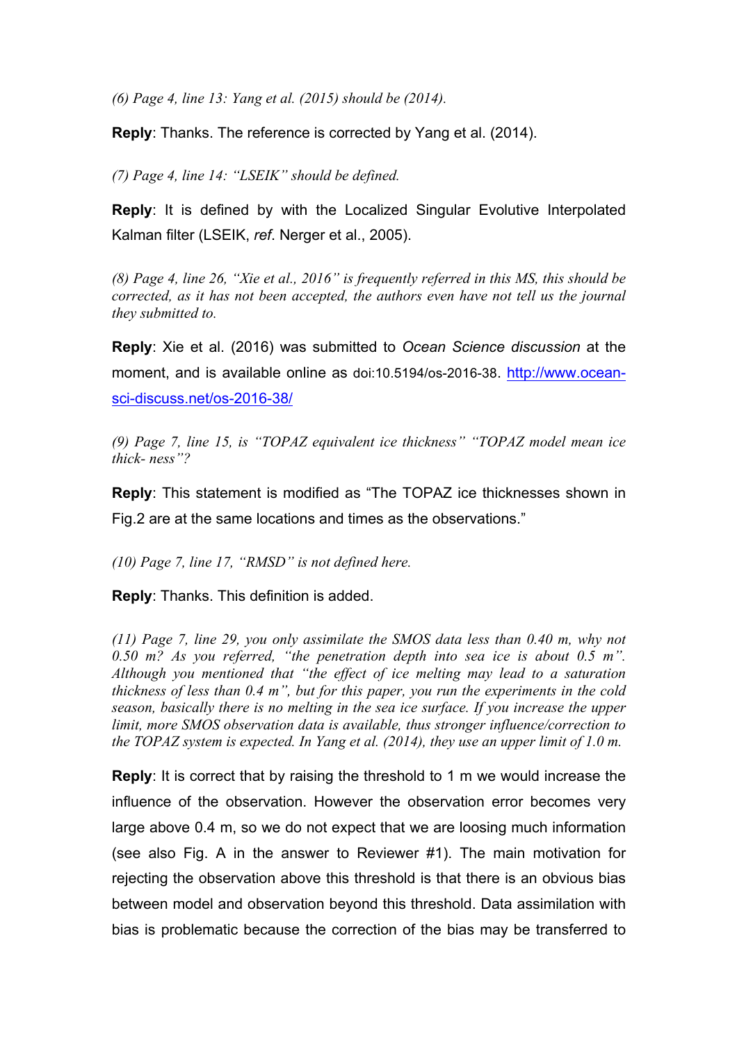*(6) Page 4, line 13: Yang et al. (2015) should be (2014).*

**Reply**: Thanks. The reference is corrected by Yang et al. (2014).

*(7) Page 4, line 14: "LSEIK" should be defined.*

**Reply**: It is defined by with the Localized Singular Evolutive Interpolated Kalman filter (LSEIK, *ref*. Nerger et al., 2005).

*(8) Page 4, line 26, "Xie et al., 2016" is frequently referred in this MS, this should be corrected, as it has not been accepted, the authors even have not tell us the journal they submitted to.*

**Reply**: Xie et al. (2016) was submitted to *Ocean Science discussion* at the moment, and is available online as doi:10.5194/os-2016-38. http://www.ocean-sci-discuss.net/os-2016-38/

*(9) Page 7, line 15, is "TOPAZ equivalent ice thickness" "TOPAZ model mean ice thick- ness"?*

**Reply**: This statement is modified as "The TOPAZ ice thicknesses shown in Fig.2 are at the same locations and times as the observations."

*(10) Page 7, line 17, "RMSD" is not defined here.*

**Reply**: Thanks. This definition is added.

*(11) Page 7, line 29, you only assimilate the SMOS data less than 0.40 m, why not 0.50 m? As you referred, "the penetration depth into sea ice is about 0.5 m". Although you mentioned that "the effect of ice melting may lead to a saturation thickness of less than 0.4 m", but for this paper, you run the experiments in the cold season, basically there is no melting in the sea ice surface. If you increase the upper limit, more SMOS observation data is available, thus stronger influence/correction to the TOPAZ system is expected. In Yang et al. (2014), they use an upper limit of 1.0 m.*

**Reply**: It is correct that by raising the threshold to 1 m we would increase the influence of the observation. However the observation error becomes very large above 0.4 m, so we do not expect that we are loosing much information (see also Fig. A in the answer to Reviewer #1). The main motivation for rejecting the observation above this threshold is that there is an obvious bias between model and observation beyond this threshold. Data assimilation with bias is problematic because the correction of the bias may be transferred to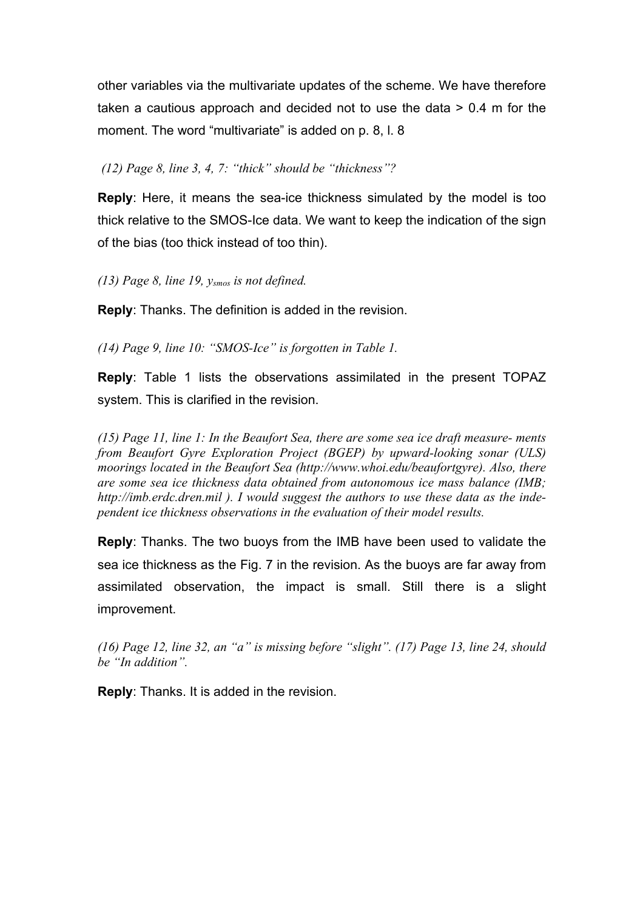other variables via the multivariate updates of the scheme. We have therefore taken a cautious approach and decided not to use the data > 0.4 m for the moment. The word "multivariate" is added on p. 8, l. 8

*(12) Page 8, line 3, 4, 7: "thick" should be "thickness"?*

**Reply**: Here, it means the sea-ice thickness simulated by the model is too thick relative to the SMOS-Ice data. We want to keep the indication of the sign of the bias (too thick instead of too thin).

*(13) Page 8, line 19, $y_{smos}$ is not defined.*

**Reply**: Thanks. The definition is added in the revision.

*(14) Page 9, line 10: "SMOS-Ice" is forgotten in Table 1.*

**Reply**: Table 1 lists the observations assimilated in the present TOPAZ system. This is clarified in the revision.

*(15) Page 11, line 1: In the Beaufort Sea, there are some sea ice draft measure- ments from Beaufort Gyre Exploration Project (BGEP) by upward-looking sonar (ULS) moorings located in the Beaufort Sea (http://www.whoi.edu/beaufortgyre). Also, there are some sea ice thickness data obtained from autonomous ice mass balance (IMB; http://imb.erdc.dren.mil ). I would suggest the authors to use these data as the inde- pendent ice thickness observations in the evaluation of their model results.*

**Reply**: Thanks. The two buoys from the IMB have been used to validate the sea ice thickness as the Fig. 7 in the revision. As the buoys are far away from assimilated observation, the impact is small. Still there is a slight improvement.

*(16) Page 12, line 32, an "a" is missing before "slight". (17) Page 13, line 24, should be "In addition".*

**Reply**: Thanks. It is added in the revision.